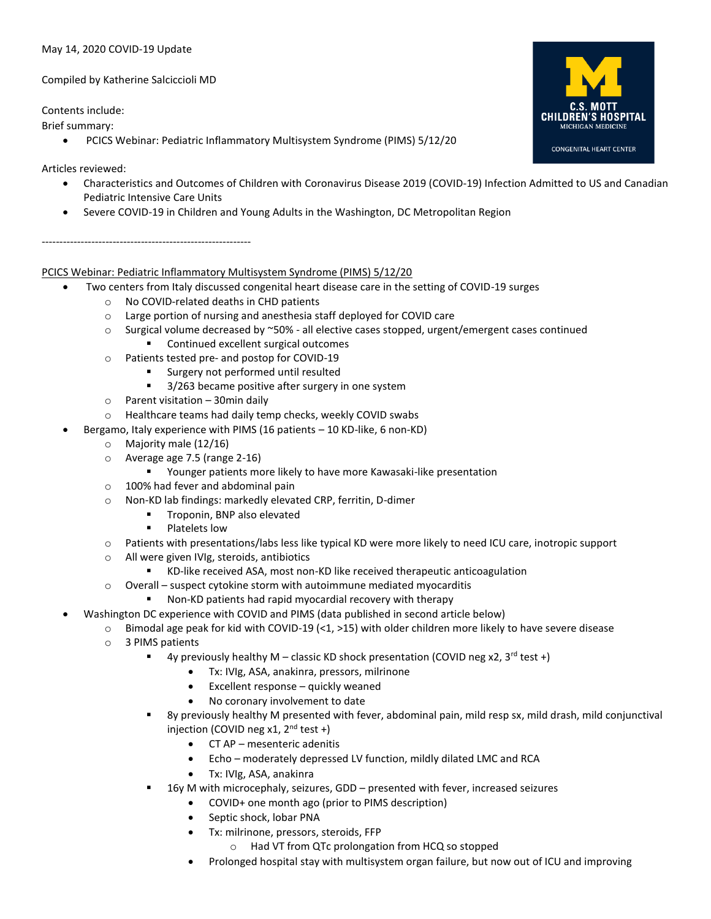May 14, 2020 COVID-19 Update

Compiled by Katherine Salciccioli MD

Contents include:

Brief summary:

- PCICS Webinar: Pediatric Inflammatory Multisystem Syndrome (PIMS) 5/12/20

Articles reviewed:

- Characteristics and Outcomes of Children with Coronavirus Disease 2019 (COVID-19) Infection Admitted to US and Canadian Pediatric Intensive Care Units
- Severe COVID-19 in Children and Young Adults in the Washington, DC Metropolitan Region

-----------------------------------------------------------

## PCICS Webinar: Pediatric Inflammatory Multisystem Syndrome (PIMS) 5/12/20

- Two centers from Italy discussed congenital heart disease care in the setting of COVID-19 surges
  - No COVID-related deaths in CHD patients
  - Large portion of nursing and anesthesia staff deployed for COVID care
  - Surgical volume decreased by ~50% - all elective cases stopped, urgent/emergent cases continued
    - Continued excellent surgical outcomes
  - Patients tested pre- and postop for COVID-19
    - Surgery not performed until resulted
    - 3/263 became positive after surgery in one system
  - Parent visitation – 30min daily
  - Healthcare teams had daily temp checks, weekly COVID swabs
- Bergamo, Italy experience with PIMS (16 patients – 10 KD-like, 6 non-KD)
  - Majority male (12/16)
  - Average age 7.5 (range 2-16)
    - Younger patients more likely to have more Kawasaki-like presentation
  - 100% had fever and abdominal pain
  - Non-KD lab findings: markedly elevated CRP, ferritin, D-dimer
    - Troponin, BNP also elevated
    - Platelets low
  - Patients with presentations/labs less like typical KD were more likely to need ICU care, inotropic support
  - All were given IVIg, steroids, antibiotics
    - KD-like received ASA, most non-KD like received therapeutic anticoagulation
  - Overall – suspect cytokine storm with autoimmune mediated myocarditis
    - Non-KD patients had rapid myocardial recovery with therapy
- Washington DC experience with COVID and PIMS (data published in second article below)
  - Bimodal age peak for kid with COVID-19 (<1, >15) with older children more likely to have severe disease
  - 3 PIMS patients
    - 4y previously healthy M – classic KD shock presentation (COVID neg x2, 3rd test +)
      - Tx: IVIg, ASA, anakinra, pressors, milrinone
      - Excellent response – quickly weaned
      - No coronary involvement to date
    - 8y previously healthy M presented with fever, abdominal pain, mild resp sx, mild drash, mild conjunctival injection (COVID neg x1, 2nd test +)
      - CT AP – mesenteric adenitis
      - Echo – moderately depressed LV function, mildly dilated LMC and RCA
      - Tx: IVIg, ASA, anakinra
    - 16y M with microcephaly, seizures, GDD – presented with fever, increased seizures
      - COVID+ one month ago (prior to PIMS description)
      - Septic shock, lobar PNA
      - Tx: milrinone, pressors, steroids, FFP
        - Had VT from QTc prolongation from HCQ so stopped
      - Prolonged hospital stay with multisystem organ failure, but now out of ICU and improving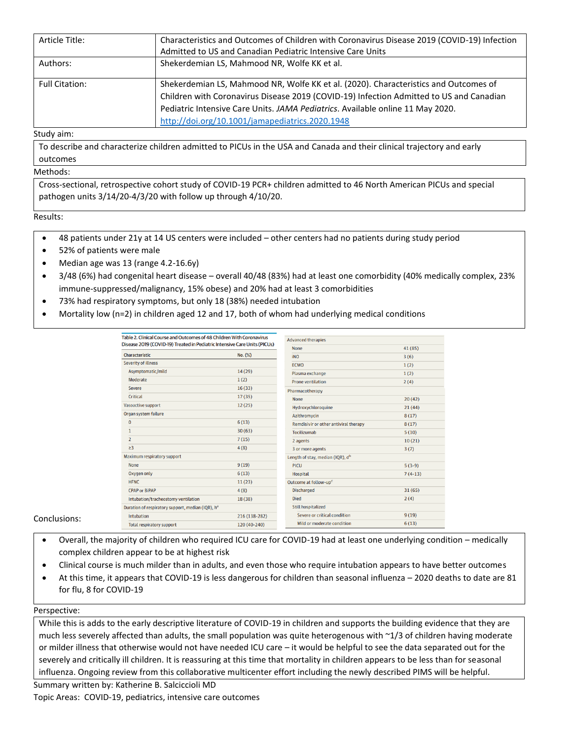| | |
|---|---|
| Article Title: | Characteristics and Outcomes of Children with Coronavirus Disease 2019 (COVID-19) Infection Admitted to US and Canadian Pediatric Intensive Care Units |
| Authors: | Shekerdemian LS, Mahmood NR, Wolfe KK et al. |
| Full Citation: | Shekerdemian LS, Mahmood NR, Wolfe KK et al. (2020). Characteristics and Outcomes of Children with Coronavirus Disease 2019 (COVID-19) Infection Admitted to US and Canadian Pediatric Intensive Care Units. *JAMA Pediatrics*. Available online 11 May 2020. http://doi.org/10.1001/jamapediatrics.2020.1948 |

Study aim:

To describe and characterize children admitted to PICUs in the USA and Canada and their clinical trajectory and early outcomes

Methods:

Cross-sectional, retrospective cohort study of COVID-19 PCR+ children admitted to 46 North American PICUs and special pathogen units 3/14/20-4/3/20 with follow up through 4/10/20.

Results:

- 48 patients under 21y at 14 US centers were included – other centers had no patients during study period
- 52% of patients were male
- Median age was 13 (range 4.2-16.6y)
- 3/48 (6%) had congenital heart disease – overall 40/48 (83%) had at least one comorbidity (40% medically complex, 23% immune-suppressed/malignancy, 15% obese) and 20% had at least 3 comorbidities
- 73% had respiratory symptoms, but only 18 (38%) needed intubation
- Mortality low (n=2) in children aged 12 and 17, both of whom had underlying medical conditions

Table 2. Clinical Course and Outcomes of 48 Children With Coronavirus Disease 2019 (COVID-19) Treated in Pediatric Intensive Care Units (PICUs)

| Characteristic | No. (%) |
|---|---|
| Severity of illness | |
| Asymptomatic/mild | 14 (29) |
| Moderate | 1 (2) |
| Severe | 16 (33) |
| Critical | 17 (35) |
| Vasoactive support | 12 (25) |
| Organ system failure | |
| 0 | 6 (13) |
| 1 | 30 (63) |
| 2 | 7 (15) |
| ≥3 | 4 (8) |
| Maximum respiratory support | |
| None | 9 (19) |
| Oxygen only | 6 (13) |
| HFNC | 11 (23) |
| CPAP or BiPAP | 4 (8) |
| Intubation/tracheostomy ventilation | 18 (38) |
| Duration of respiratory support, median (IQR), h[a] | |
| Intubation | 216 (138-282) |
| Total respiratory support | 120 (40-240) |
| Advanced therapies | |
| None | 41 (85) |
| iNO | 3 (6) |
| ECMO | 1 (2) |
| Plasma exchange | 1 (2) |
| Prone ventilation | 2 (4) |
| Pharmacotherapy | |
| None | 20 (42) |
| Hydroxychloroquine | 21 (44) |
| Azithromycin | 8 (17) |
| Remdisivir or other antiviral therapy | 8 (17) |
| Tocilizumab | 5 (10) |
| 2 agents | 10 (21) |
| 3 or more agents | 3 (7) |
| Length of stay, median (IQR), d[b] | |
| PICU | 5 (3-9) |
| Hospital | 7 (4-13) |
| Outcome at follow-up[c] | |
| Discharged | 31 (65) |
| Died | 2 (4) |
| Still hospitalized | |
| Severe or critical condition | 9 (19) |
| Mild or moderate condition | 6 (13) |

Conclusions:

- Overall, the majority of children who required ICU care for COVID-19 had at least one underlying condition – medically complex children appear to be at highest risk
- Clinical course is much milder than in adults, and even those who require intubation appears to have better outcomes
- At this time, it appears that COVID-19 is less dangerous for children than seasonal influenza – 2020 deaths to date are 81 for flu, 8 for COVID-19

Perspective:

While this is adds to the early descriptive literature of COVID-19 in children and supports the building evidence that they are much less severely affected than adults, the small population was quite heterogenous with ~1/3 of children having moderate or milder illness that otherwise would not have needed ICU care – it would be helpful to see the data separated out for the severely and critically ill children. It is reassuring at this time that mortality in children appears to be less than for seasonal influenza. Ongoing review from this collaborative multicenter effort including the newly described PIMS will be helpful.

Summary written by: Katherine B. Salciccioli MD

Topic Areas: COVID-19, pediatrics, intensive care outcomes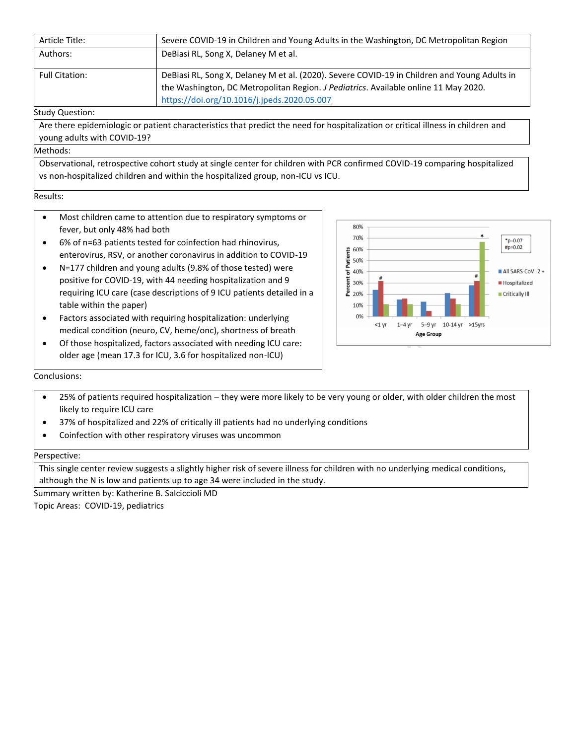| | |
|---|---|
| Article Title: | Severe COVID-19 in Children and Young Adults in the Washington, DC Metropolitan Region |
| Authors: | DeBiasi RL, Song X, Delaney M et al. |
| Full Citation: | DeBiasi RL, Song X, Delaney M et al. (2020). Severe COVID-19 in Children and Young Adults in the Washington, DC Metropolitan Region. *J Pediatrics*. Available online 11 May 2020. https://doi.org/10.1016/j.jpeds.2020.05.007 |

Study Question:

Are there epidemiologic or patient characteristics that predict the need for hospitalization or critical illness in children and young adults with COVID-19?

Methods:

Observational, retrospective cohort study at single center for children with PCR confirmed COVID-19 comparing hospitalized vs non-hospitalized children and within the hospitalized group, non-ICU vs ICU.

Results:

- Most children came to attention due to respiratory symptoms or fever, but only 48% had both
- 6% of n=63 patients tested for coinfection had rhinovirus, enterovirus, RSV, or another coronavirus in addition to COVID-19
- N=177 children and young adults (9.8% of those tested) were positive for COVID-19, with 44 needing hospitalization and 9 requiring ICU care (case descriptions of 9 ICU patients detailed in a table within the paper)
- Factors associated with requiring hospitalization: underlying medical condition (neuro, CV, heme/onc), shortness of breath
- Of those hospitalized, factors associated with needing ICU care: older age (mean 17.3 for ICU, 3.6 for hospitalized non-ICU)

Percent of Patients

80%
70%
60%
50%
40%
30%
20%
10%
0%

<1 yr
1–4 yr
5–9 yr
10-14 yr
>15yrs

Age Group

*p=0.07
#p=0.02

All SARS-CoV -2 +
Hospitalized
Critically Ill

Conclusions:

- 25% of patients required hospitalization – they were more likely to be very young or older, with older children the most likely to require ICU care
- 37% of hospitalized and 22% of critically ill patients had no underlying conditions
- Coinfection with other respiratory viruses was uncommon

Perspective:

This single center review suggests a slightly higher risk of severe illness for children with no underlying medical conditions, although the N is low and patients up to age 34 were included in the study.

Summary written by: Katherine B. Salciccioli MD

Topic Areas: COVID-19, pediatrics